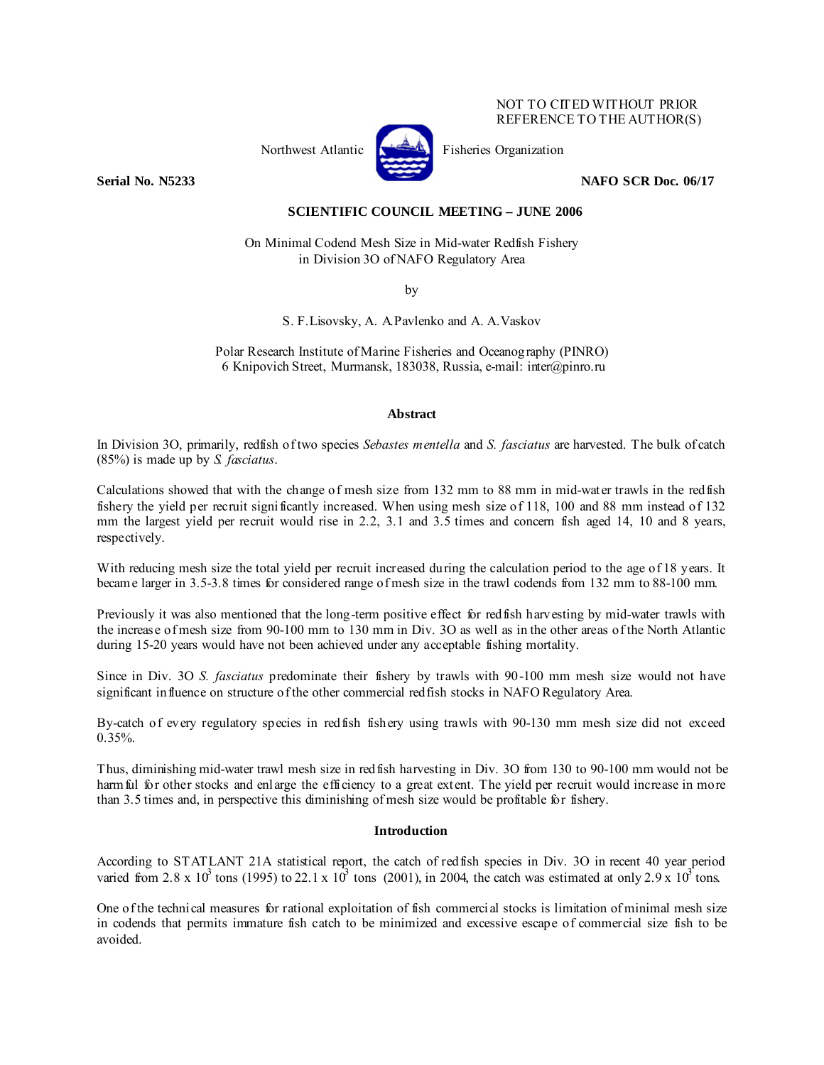NOT TO CITED WITHOUT PRIOR REFERENCE TO THE AUTHOR(S)

Northwest Atlantic Fisheries Organization

**Serial No. N5233** **NAFO SCR Doc. 06/17**

**SCIENTIFIC COUNCIL MEETING – JUNE 2006**

On Minimal Codend Mesh Size in Mid-water Redfish Fishery in Division 3O of NAFO Regulatory Area

by

S. F. Lisovsky, A. A. Pavlenko and A. A. Vaskov

Polar Research Institute of Marine Fisheries and Oceanography (PINRO)
6 Knipovich Street, Murmansk, 183038, Russia, e-mail: inter@pinro.ru

## Abstract

In Division 3O, primarily, redfish of two species *Sebastes mentella* and *S. fasciatus* are harvested. The bulk of catch (85%) is made up by *S. fasciatus*.

Calculations showed that with the change of mesh size from 132 mm to 88 mm in mid-water trawls in the redfish fishery the yield per recruit significantly increased. When using mesh size of 118, 100 and 88 mm instead of 132 mm the largest yield per recruit would rise in 2.2, 3.1 and 3.5 times and concern fish aged 14, 10 and 8 years, respectively.

With reducing mesh size the total yield per recruit increased during the calculation period to the age of 18 years. It became larger in 3.5-3.8 times for considered range of mesh size in the trawl codends from 132 mm to 88-100 mm.

Previously it was also mentioned that the long-term positive effect for redfish harvesting by mid-water trawls with the increase of mesh size from 90-100 mm to 130 mm in Div. 3O as well as in the other areas of the North Atlantic during 15-20 years would have not been achieved under any acceptable fishing mortality.

Since in Div. 3O *S. fasciatus* predominate their fishery by trawls with 90-100 mm mesh size would not have significant influence on structure of the other commercial redfish stocks in NAFO Regulatory Area.

By-catch of every regulatory species in redfish fishery using trawls with 90-130 mm mesh size did not exceed 0.35%.

Thus, diminishing mid-water trawl mesh size in redfish harvesting in Div. 3O from 130 to 90-100 mm would not be harmful for other stocks and enlarge the efficiency to a great extent. The yield per recruit would increase in more than 3.5 times and, in perspective this diminishing of mesh size would be profitable for fishery.

## Introduction

According to STATLANT 21A statistical report, the catch of redfish species in Div. 3O in recent 40 year period varied from $2.8 \times 10^3$ tons (1995) to $22.1 \times 10^3$ tons (2001), in 2004, the catch was estimated at only $2.9 \times 10^3$ tons.

One of the technical measures for rational exploitation of fish commercial stocks is limitation of minimal mesh size in codends that permits immature fish catch to be minimized and excessive escape of commercial size fish to be avoided.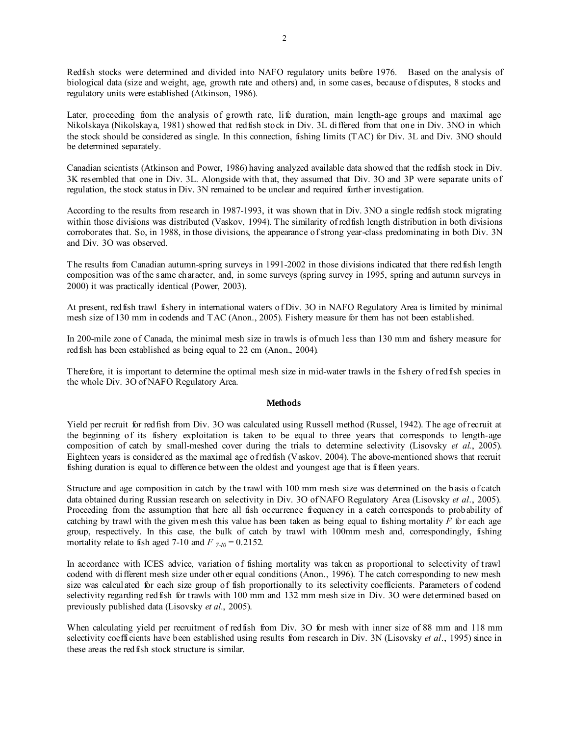Redfish stocks were determined and divided into NAFO regulatory units before 1976. Based on the analysis of biological data (size and weight, age, growth rate and others) and, in some cases, because of disputes, 8 stocks and regulatory units were established (Atkinson, 1986).

Later, proceeding from the analysis of growth rate, life duration, main length-age groups and maximal age Nikolskaya (Nikolskaya, 1981) showed that redfish stock in Div. 3L differed from that one in Div. 3NO in which the stock should be considered as single. In this connection, fishing limits (TAC) for Div. 3L and Div. 3NO should be determined separately.

Canadian scientists (Atkinson and Power, 1986) having analyzed available data showed that the redfish stock in Div. 3K resembled that one in Div. 3L. Alongside with that, they assumed that Div. 3O and 3P were separate units of regulation, the stock status in Div. 3N remained to be unclear and required further investigation.

According to the results from research in 1987-1993, it was shown that in Div. 3NO a single redfish stock migrating within those divisions was distributed (Vaskov, 1994). The similarity of redfish length distribution in both divisions corroborates that. So, in 1988, in those divisions, the appearance of strong year-class predominating in both Div. 3N and Div. 3O was observed.

The results from Canadian autumn-spring surveys in 1991-2002 in those divisions indicated that there redfish length composition was of the same character, and, in some surveys (spring survey in 1995, spring and autumn surveys in 2000) it was practically identical (Power, 2003).

At present, redfish trawl fishery in international waters of Div. 3O in NAFO Regulatory Area is limited by minimal mesh size of 130 mm in codends and TAC (Anon., 2005). Fishery measure for them has not been established.

In 200-mile zone of Canada, the minimal mesh size in trawls is of much less than 130 mm and fishery measure for redfish has been established as being equal to 22 cm (Anon., 2004).

Therefore, it is important to determine the optimal mesh size in mid-water trawls in the fishery of redfish species in the whole Div. 3O of NAFO Regulatory Area.

## Methods

Yield per recruit for redfish from Div. 3O was calculated using Russell method (Russel, 1942). The age of recruit at the beginning of its fishery exploitation is taken to be equal to three years that corresponds to length-age composition of catch by small-meshed cover during the trials to determine selectivity (Lisovsky *et al.*, 2005). Eighteen years is considered as the maximal age of redfish (Vaskov, 2004). The above-mentioned shows that recruit fishing duration is equal to difference between the oldest and youngest age that is fifteen years.

Structure and age composition in catch by the trawl with 100 mm mesh size was determined on the basis of catch data obtained during Russian research on selectivity in Div. 3O of NAFO Regulatory Area (Lisovsky *et al.*, 2005). Proceeding from the assumption that here all fish occurrence frequency in a catch corresponds to probability of catching by trawl with the given mesh this value has been taken as being equal to fishing mortality $F$ for each age group, respectively. In this case, the bulk of catch by trawl with 100mm mesh and, correspondingly, fishing mortality relate to fish aged 7-10 and $F_{7\text{-}10} = 0.2152$.

In accordance with ICES advice, variation of fishing mortality was taken as proportional to selectivity of trawl codend with different mesh size under other equal conditions (Anon., 1996). The catch corresponding to new mesh size was calculated for each size group of fish proportionally to its selectivity coefficients. Parameters of codend selectivity regarding redfish for trawls with 100 mm and 132 mm mesh size in Div. 3O were determined based on previously published data (Lisovsky *et al.*, 2005).

When calculating yield per recruitment of redfish from Div. 3O for mesh with inner size of 88 mm and 118 mm selectivity coefficients have been established using results from research in Div. 3N (Lisovsky *et al.*, 1995) since in these areas the redfish stock structure is similar.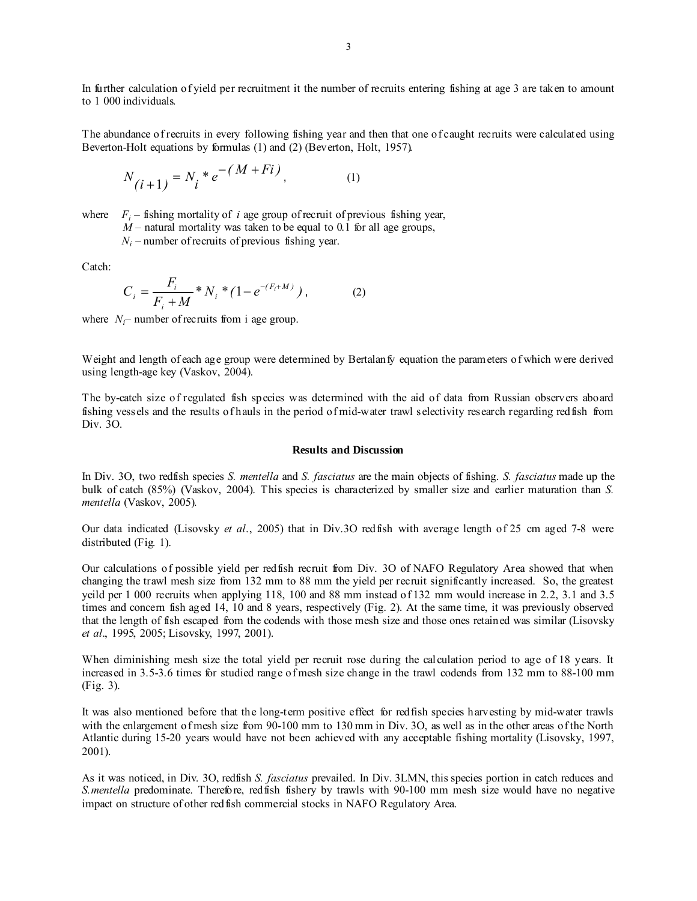In further calculation of yield per recruitment it the number of recruits entering fishing at age 3 are taken to amount to 1 000 individuals.

The abundance of recruits in every following fishing year and then that one of caught recruits were calculated using Beverton-Holt equations by formulas (1) and (2) (Beverton, Holt, 1957).

$$N_{(i+1)} = N_i * e^{-(M+Fi)}, \qquad (1)$$

where $F_i$ – fishing mortality of $i$ age group of recruit of previous fishing year,
$M$ – natural mortality was taken to be equal to 0.1 for all age groups,
$N_i$ – number of recruits of previous fishing year.

Catch:

$$C_i = \frac{F_i}{F_i + M} * N_i * (1 - e^{-(F_i+M)}), \qquad (2)$$

where $N_i$– number of recruits from i age group.

Weight and length of each age group were determined by Bertalanfy equation the parameters of which were derived using length-age key (Vaskov, 2004).

The by-catch size of regulated fish species was determined with the aid of data from Russian observers aboard fishing vessels and the results of hauls in the period of mid-water trawl selectivity research regarding redfish from Div. 3O.

## Results and Discussion

In Div. 3O, two redfish species *S. mentella* and *S. fasciatus* are the main objects of fishing. *S. fasciatus* made up the bulk of catch (85%) (Vaskov, 2004). This species is characterized by smaller size and earlier maturation than *S. mentella* (Vaskov, 2005).

Our data indicated (Lisovsky *et al.*, 2005) that in Div.3O redfish with average length of 25 cm aged 7-8 were distributed (Fig. 1).

Our calculations of possible yield per redfish recruit from Div. 3O of NAFO Regulatory Area showed that when changing the trawl mesh size from 132 mm to 88 mm the yield per recruit significantly increased. So, the greatest yeild per 1 000 recruits when applying 118, 100 and 88 mm instead of 132 mm would increase in 2.2, 3.1 and 3.5 times and concern fish aged 14, 10 and 8 years, respectively (Fig. 2). At the same time, it was previously observed that the length of fish escaped from the codends with those mesh size and those ones retained was similar (Lisovsky *et al*., 1995, 2005; Lisovsky, 1997, 2001).

When diminishing mesh size the total yield per recruit rose during the calculation period to age of 18 years. It increased in 3.5-3.6 times for studied range of mesh size change in the trawl codends from 132 mm to 88-100 mm (Fig. 3).

It was also mentioned before that the long-term positive effect for redfish species harvesting by mid-water trawls with the enlargement of mesh size from 90-100 mm to 130 mm in Div. 3O, as well as in the other areas of the North Atlantic during 15-20 years would have not been achieved with any acceptable fishing mortality (Lisovsky, 1997, 2001).

As it was noticed, in Div. 3O, redfish *S. fasciatus* prevailed. In Div. 3LMN, this species portion in catch reduces and *S.mentella* predominate. Therefore, redfish fishery by trawls with 90-100 mm mesh size would have no negative impact on structure of other redfish commercial stocks in NAFO Regulatory Area.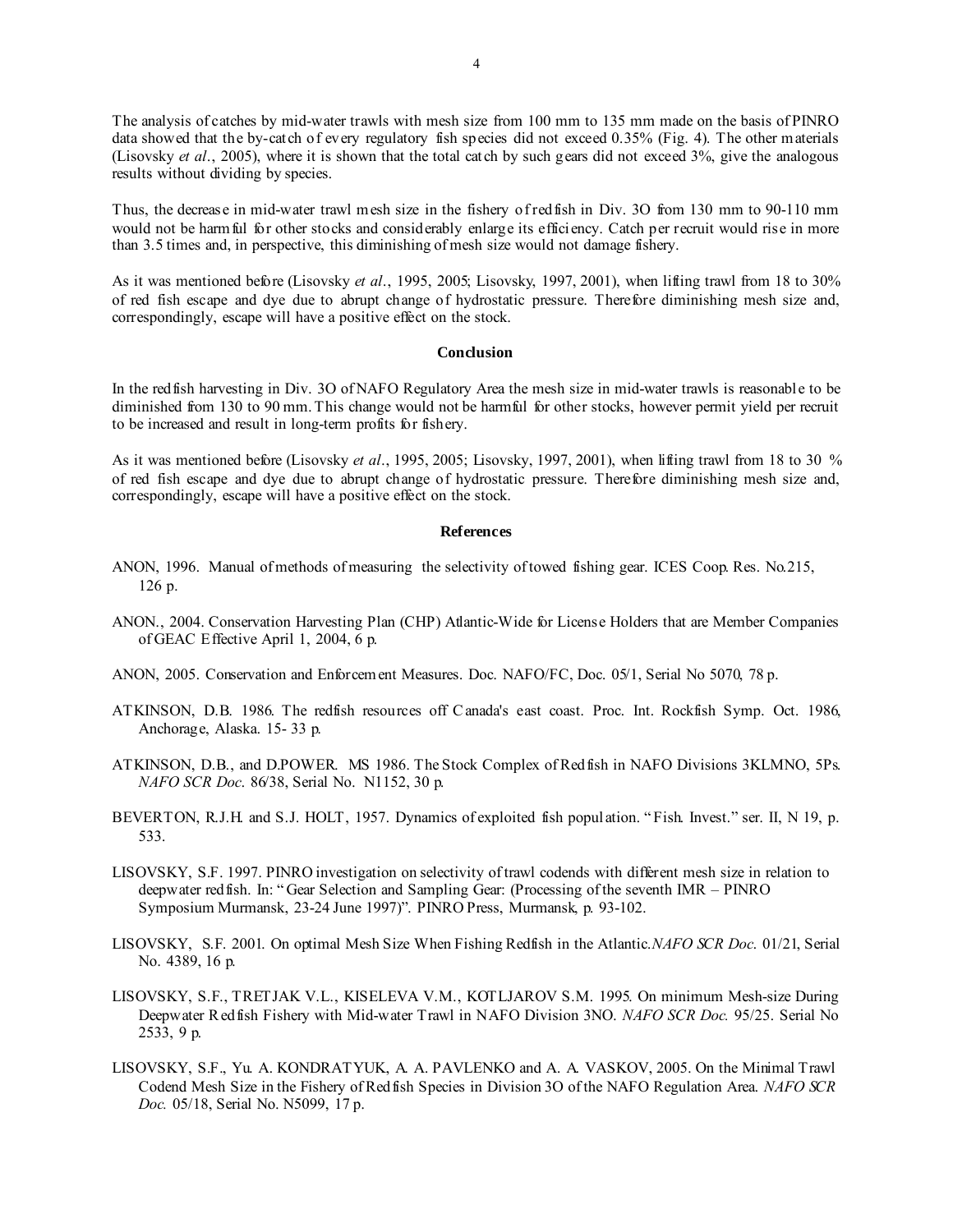The analysis of catches by mid-water trawls with mesh size from 100 mm to 135 mm made on the basis of PINRO data showed that the by-catch of every regulatory fish species did not exceed 0.35% (Fig. 4). The other materials (Lisovsky *et al*., 2005), where it is shown that the total catch by such gears did not exceed 3%, give the analogous results without dividing by species.

Thus, the decrease in mid-water trawl mesh size in the fishery of redfish in Div. 3O from 130 mm to 90-110 mm would not be harmful for other stocks and considerably enlarge its efficiency. Catch per recruit would rise in more than 3.5 times and, in perspective, this diminishing of mesh size would not damage fishery.

As it was mentioned before (Lisovsky *et al*., 1995, 2005; Lisovsky, 1997, 2001), when lifting trawl from 18 to 30% of red fish escape and dye due to abrupt change of hydrostatic pressure. Therefore diminishing mesh size and, correspondingly, escape will have a positive effect on the stock.

## Conclusion

In the redfish harvesting in Div. 3O of NAFO Regulatory Area the mesh size in mid-water trawls is reasonable to be diminished from 130 to 90 mm. This change would not be harmful for other stocks, however permit yield per recruit to be increased and result in long-term profits for fishery.

As it was mentioned before (Lisovsky *et al*., 1995, 2005; Lisovsky, 1997, 2001), when lifting trawl from 18 to 30 % of red fish escape and dye due to abrupt change of hydrostatic pressure. Therefore diminishing mesh size and, correspondingly, escape will have a positive effect on the stock.

## References

ANON, 1996. Manual of methods of measuring the selectivity of towed fishing gear. ICES Coop. Res. No.215, 126 p.

ANON., 2004. Conservation Harvesting Plan (CHP) Atlantic-Wide for License Holders that are Member Companies of GEAC Effective April 1, 2004, 6 p.

ANON, 2005. Conservation and Enforcement Measures. Doc. NAFO/FC, Doc. 05/1, Serial No 5070, 78 p.

ATKINSON, D.B. 1986. The redfish resources off Canada's east coast. Proc. Int. Rockfish Symp. Oct. 1986, Anchorage, Alaska. 15- 33 p.

ATKINSON, D.B., and D.POWER. MS 1986. The Stock Complex of Redfish in NAFO Divisions 3KLMNO, 5Ps. *NAFO SCR Doc.* 86/38, Serial No. N1152, 30 p.

BEVERTON, R.J.H. and S.J. HOLT, 1957. Dynamics of exploited fish population. "Fish. Invest." ser. II, N 19, p. 533.

LISOVSKY, S.F. 1997. PINRO investigation on selectivity of trawl codends with different mesh size in relation to deepwater redfish. In: "Gear Selection and Sampling Gear: (Processing of the seventh IMR – PINRO Symposium Murmansk, 23-24 June 1997)". PINRO Press, Murmansk, p. 93-102.

LISOVSKY, S.F. 2001. On optimal Mesh Size When Fishing Redfish in the Atlantic. *NAFO SCR Doc.* 01/21, Serial No. 4389, 16 p.

LISOVSKY, S.F., TRETJAK V.L., KISELEVA V.M., KOTLJAROV S.M. 1995. On minimum Mesh-size During Deepwater Redfish Fishery with Mid-water Trawl in NAFO Division 3NO. *NAFO SCR Doc.* 95/25. Serial No 2533, 9 p.

LISOVSKY, S.F., Yu. A. KONDRATYUK, A. A. PAVLENKO and A. A. VASKOV, 2005. On the Minimal Trawl Codend Mesh Size in the Fishery of Redfish Species in Division 3O of the NAFO Regulation Area. *NAFO SCR Doc.* 05/18, Serial No. N5099, 17 p.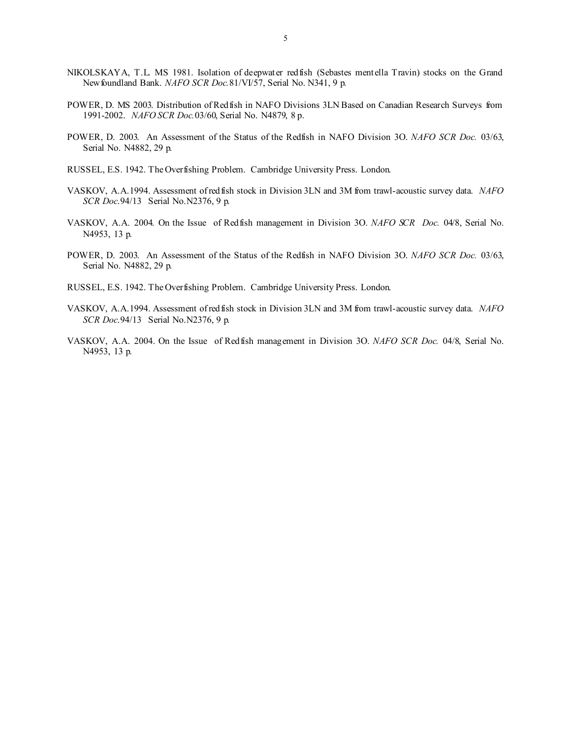NIKOLSKAYA, T.L. MS 1981. Isolation of deepwater redfish (Sebastes mentella Travin) stocks on the Grand Newfoundland Bank. *NAFO SCR Doc.*81/VI/57, Serial No. N341, 9 p.

POWER, D. MS 2003. Distribution of Redfish in NAFO Divisions 3LN Based on Canadian Research Surveys from 1991-2002. *NAFO SCR Doc.*03/60, Serial No. N4879, 8 p.

POWER, D. 2003. An Assessment of the Status of the Redfish in NAFO Division 3O. *NAFO SCR Doc.* 03/63, Serial No. N4882, 29 p.

RUSSEL, E.S. 1942. The Overfishing Problem. Cambridge University Press. London.

VASKOV, A.A.1994. Assessment of redfish stock in Division 3LN and 3M from trawl-acoustic survey data. *NAFO SCR Doc.*94/13 Serial No.N2376, 9 p.

VASKOV, A.A. 2004. On the Issue of Redfish management in Division 3O. *NAFO SCR Doc.* 04/8, Serial No. N4953, 13 p.

POWER, D. 2003. An Assessment of the Status of the Redfish in NAFO Division 3O. *NAFO SCR Doc.* 03/63, Serial No. N4882, 29 p.

RUSSEL, E.S. 1942. The Overfishing Problem. Cambridge University Press. London.

VASKOV, A.A.1994. Assessment of redfish stock in Division 3LN and 3M from trawl-acoustic survey data. *NAFO SCR Doc.*94/13 Serial No.N2376, 9 p.

VASKOV, A.A. 2004. On the Issue of Redfish management in Division 3O. *NAFO SCR Doc.* 04/8, Serial No. N4953, 13 p.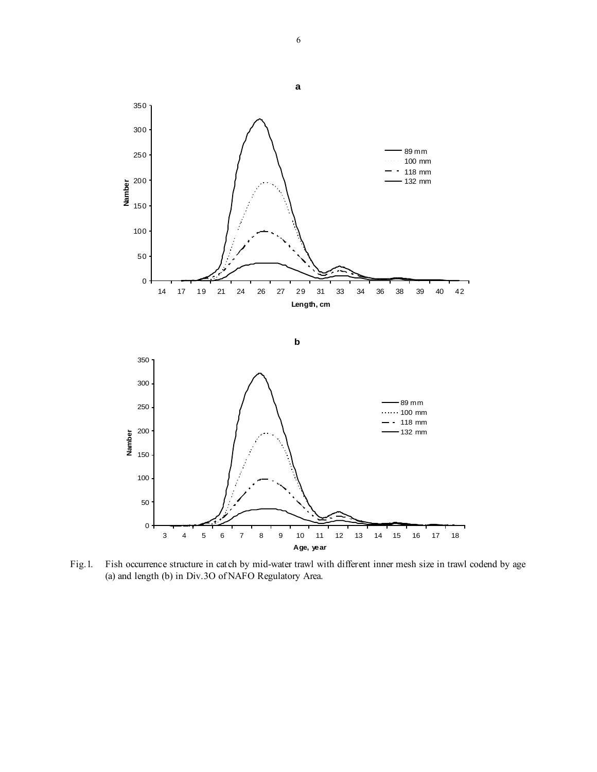Fig.1. Fish occurrence structure in catch by mid-water trawl with different inner mesh size in trawl codend by age (a) and length (b) in Div.3O of NAFO Regulatory Area.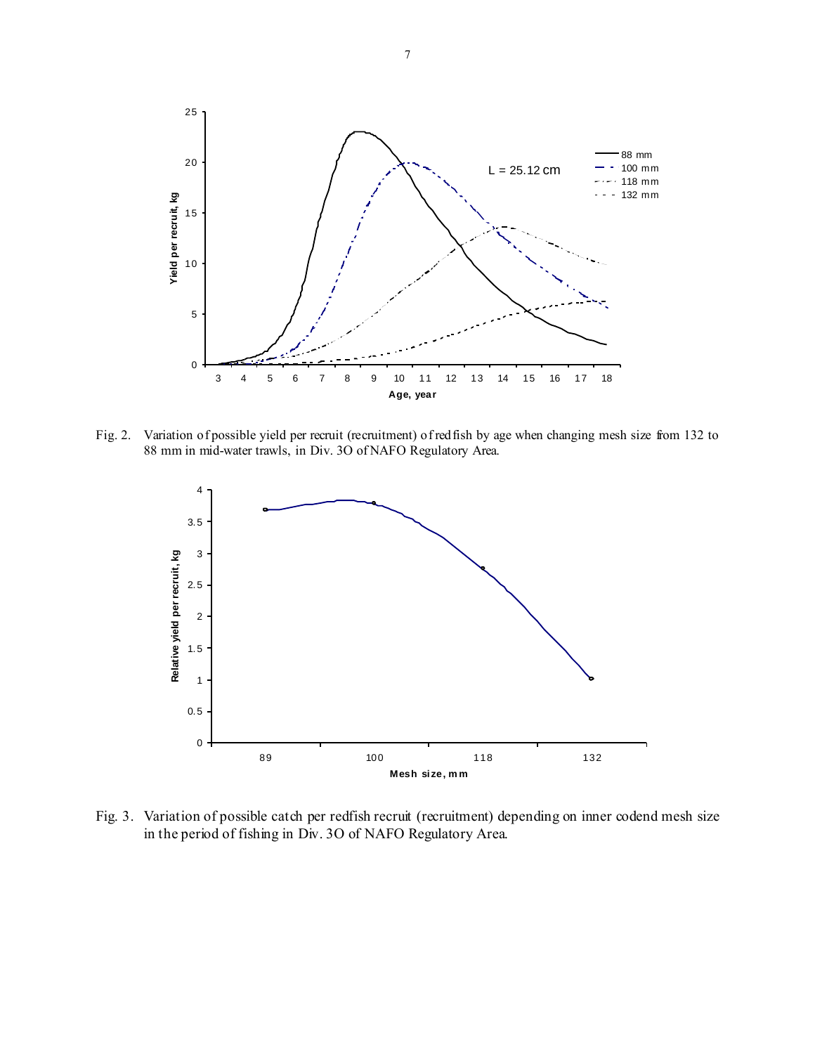Fig. 2. Variation of possible yield per recruit (recruitment) of redfish by age when changing mesh size from 132 to 88 mm in mid-water trawls, in Div. 3O of NAFO Regulatory Area.

Fig. 3. Variation of possible catch per redfish recruit (recruitment) depending on inner codend mesh size in the period of fishing in Div. 3O of NAFO Regulatory Area.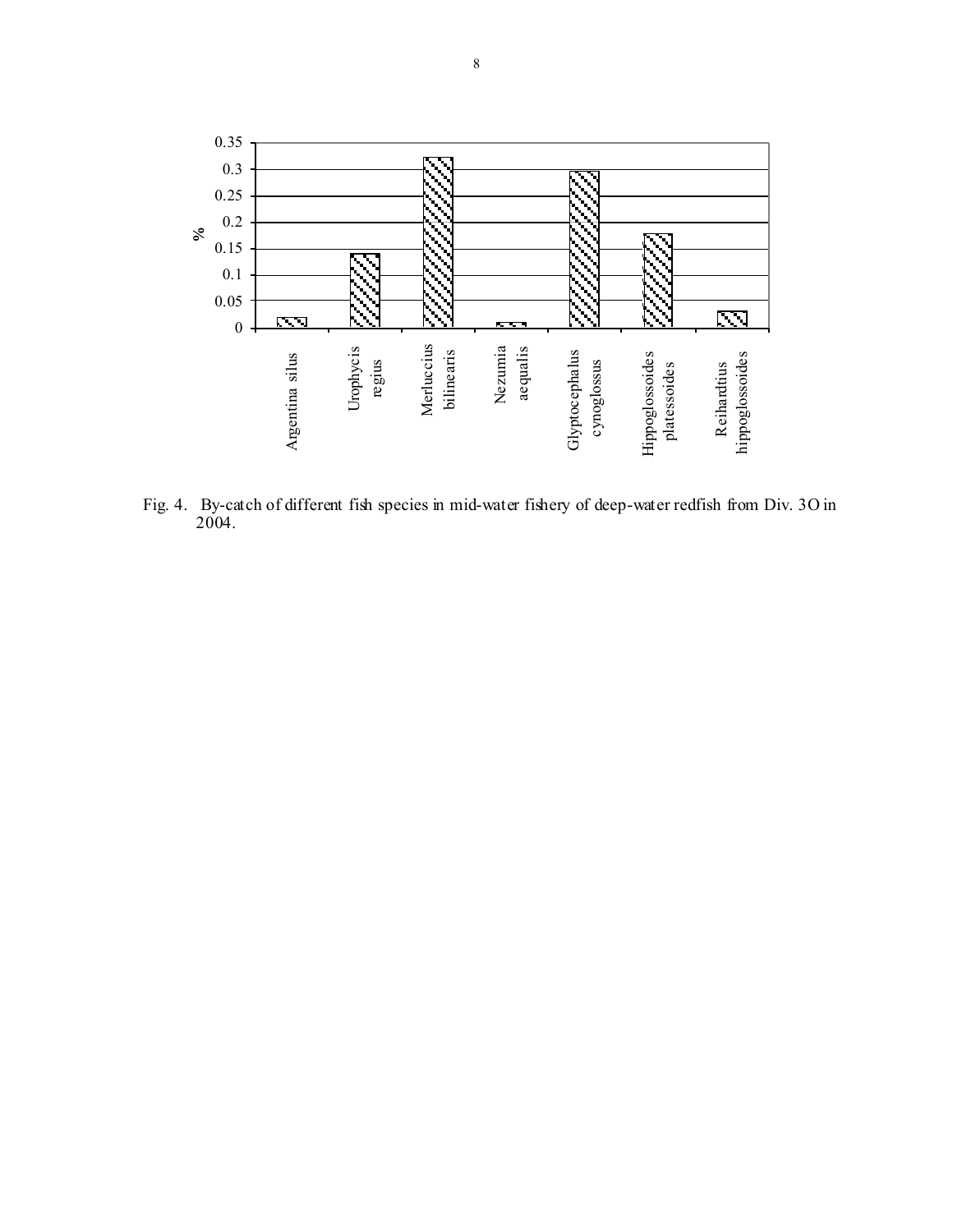0.35
0.3
0.25
0.2
0.15
0.1
0.05
0

%

Argentina silus
Urophycis regius
Merluccius bilinearis
Nezumia aequalis
Glyptocephalus cynoglossus
Hippoglossoides platessoides
Reihardtius hippoglossoides

Fig. 4. By-catch of different fish species in mid-water fishery of deep-water redfish from Div. 3O in 2004.